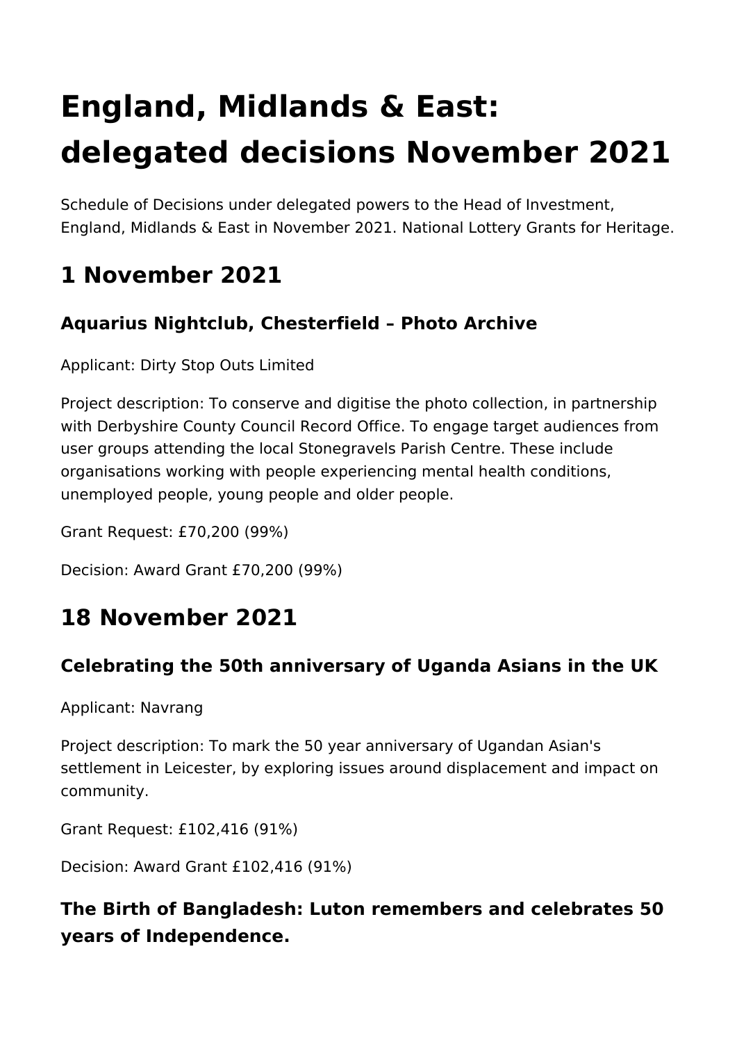# England, Midlands & East: delegated decisions November 2021

Schedule of Decisions under delegated powers to the Head of Investment, England, Midlands & East in November 2021. National Lottery Grants for Heritage.

## 1 November 2021

### Aquarius Nightclub, Chesterfield – Photo Archive

Applicant: Dirty Stop Outs Limited

Project description: To conserve and digitise the photo collection, in partnership with Derbyshire County Council Record Office. To engage target audiences from user groups attending the local Stonegravels Parish Centre. These include organisations working with people experiencing mental health conditions, unemployed people, young people and older people.

Grant Request: £70,200 (99%)

Decision: Award Grant £70,200 (99%)

## 18 November 2021

### Celebrating the 50th anniversary of Uganda Asians in the UK

Applicant: Navrang

Project description: To mark the 50 year anniversary of Ugandan Asian's settlement in Leicester, by exploring issues around displacement and impact on community.

Grant Request: £102,416 (91%)

Decision: Award Grant £102,416 (91%)

### The Birth of Bangladesh: Luton remembers and celebrates 50 years of Independence.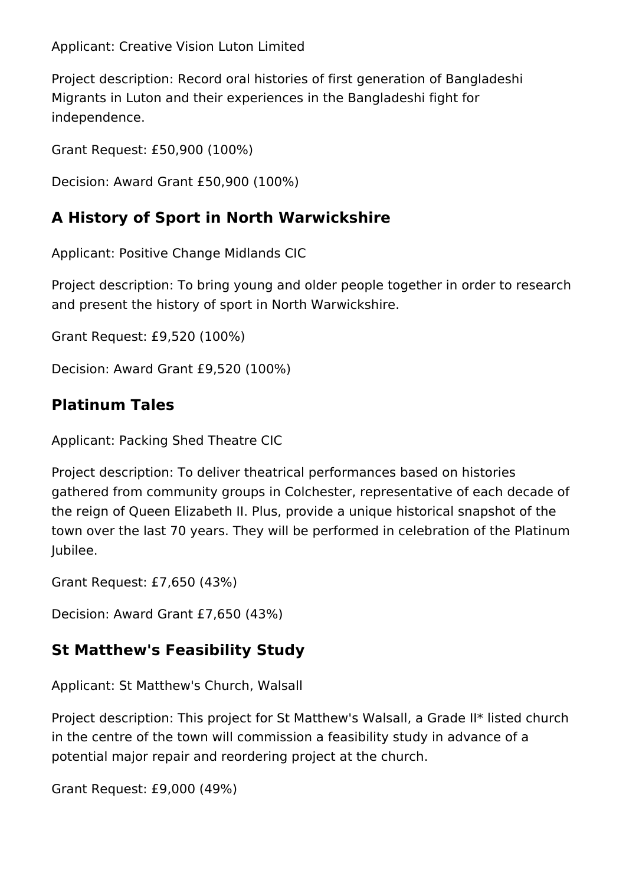Applicant: Creative Vision Luton Limited

Project description: Record oral histories of first generation of Bangladeshi Migrants in Luton and their experiences in the Bangladeshi fight for independence.

Grant Request: £50,900 (100%)

Decision: Award Grant £50,900 (100%)

## A History of Sport in North Warwickshire

Applicant: Positive Change Midlands CIC

Project description: To bring young and older people together in order to research and present the history of sport in North Warwickshire.

Grant Request: £9,520 (100%)

Decision: Award Grant £9,520 (100%)

## Platinum Tales

Applicant: Packing Shed Theatre CIC

Project description: To deliver theatrical performances based on histories gathered from community groups in Colchester, representative of each decade of the reign of Queen Elizabeth II. Plus, provide a unique historical snapshot of the town over the last 70 years. They will be performed in celebration of the Platinum Jubilee.

Grant Request: £7,650 (43%)

Decision: Award Grant £7,650 (43%)

## St Matthew's Feasibility Study

Applicant: St Matthew's Church, Walsall

Project description: This project for St Matthew's Walsall, a Grade II* listed church in the centre of the town will commission a feasibility study in advance of a potential major repair and reordering project at the church.

Grant Request: £9,000 (49%)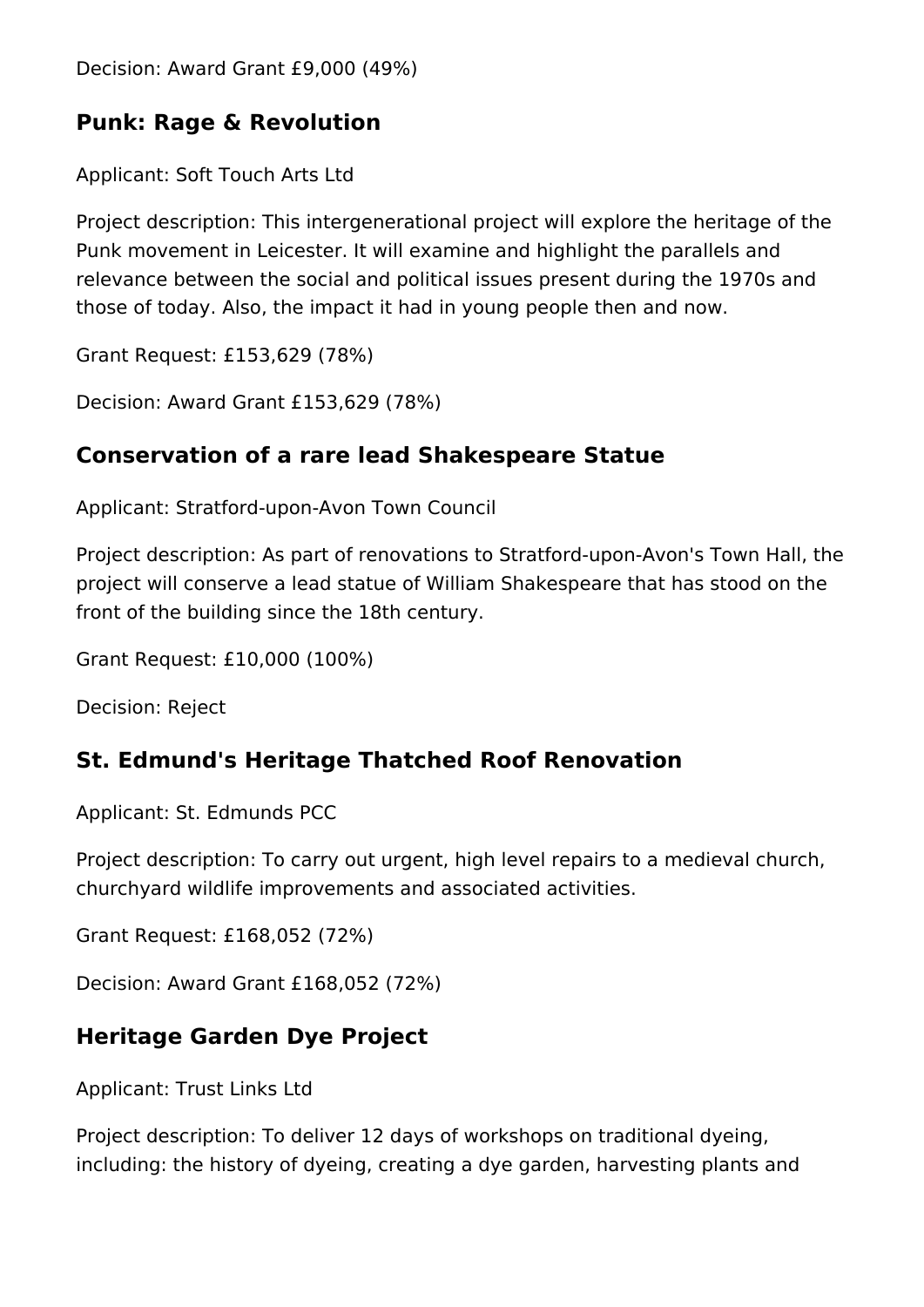Decision: Award Grant £9,000 (49%)

## Punk: Rage & Revolution

Applicant: Soft Touch Arts Ltd

Project description: This intergenerational project will explore the heritage of the Punk movement in Leicester. It will examine and highlight the parallels and relevance between the social and political issues present during the 1970s and those of today. Also, the impact it had in young people then and now.

Grant Request: £153,629 (78%)

Decision: Award Grant £153,629 (78%)

## Conservation of a rare lead Shakespeare Statue

Applicant: Stratford-upon-Avon Town Council

Project description: As part of renovations to Stratford-upon-Avon's Town Hall, the project will conserve a lead statue of William Shakespeare that has stood on the front of the building since the 18th century.

Grant Request: £10,000 (100%)

Decision: Reject

## St. Edmund's Heritage Thatched Roof Renovation

Applicant: St. Edmunds PCC

Project description: To carry out urgent, high level repairs to a medieval church, churchyard wildlife improvements and associated activities.

Grant Request: £168,052 (72%)

Decision: Award Grant £168,052 (72%)

## Heritage Garden Dye Project

Applicant: Trust Links Ltd

Project description: To deliver 12 days of workshops on traditional dyeing, including: the history of dyeing, creating a dye garden, harvesting plants and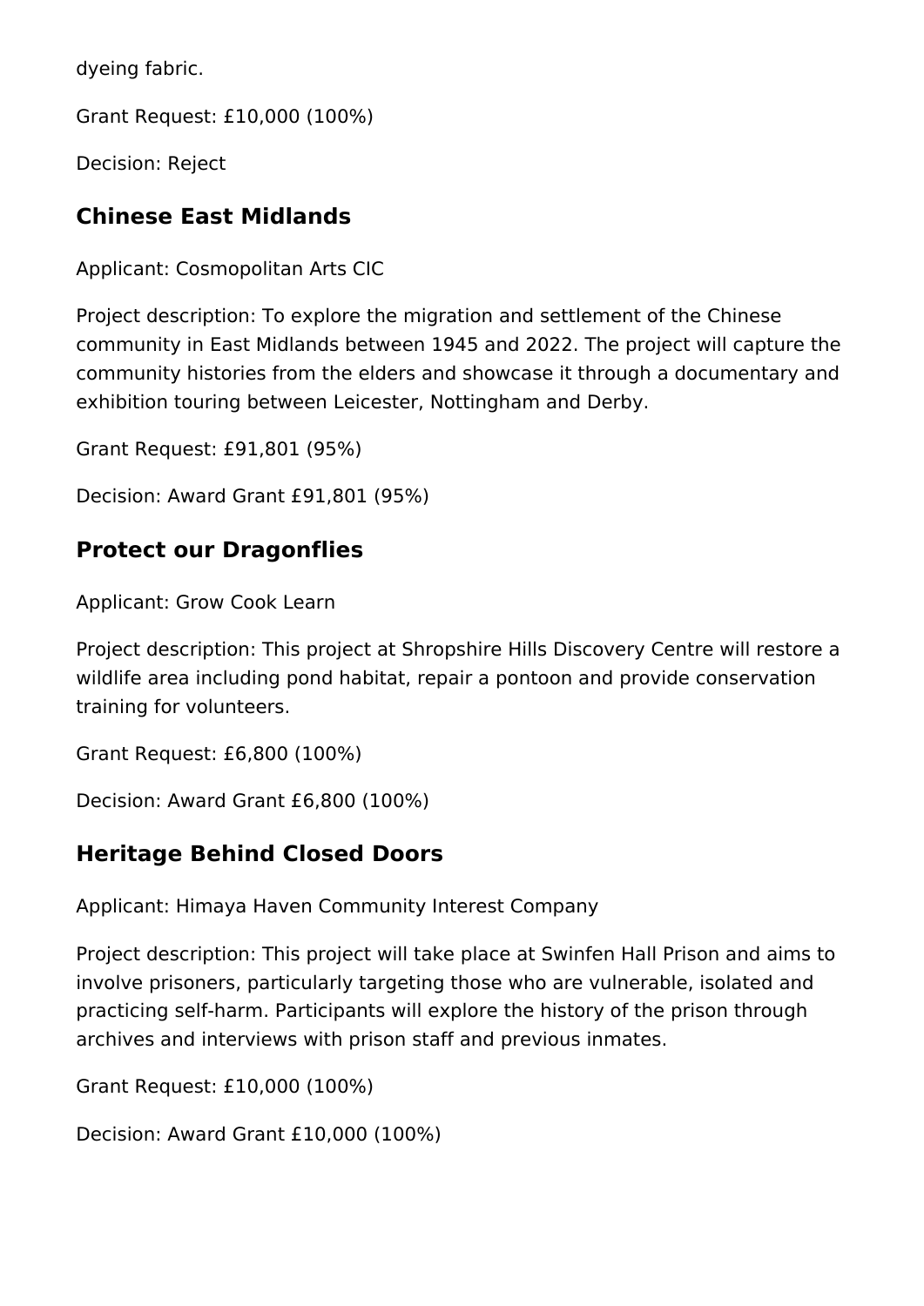dyeing fabric.

Grant Request: £10,000 (100%)

Decision: Reject

## Chinese East Midlands

Applicant: Cosmopolitan Arts CIC

Project description: To explore the migration and settlement of the Chinese community in East Midlands between 1945 and 2022. The project will capture the community histories from the elders and showcase it through a documentary and exhibition touring between Leicester, Nottingham and Derby.

Grant Request: £91,801 (95%)

Decision: Award Grant £91,801 (95%)

## Protect our Dragonflies

Applicant: Grow Cook Learn

Project description: This project at Shropshire Hills Discovery Centre will restore a wildlife area including pond habitat, repair a pontoon and provide conservation training for volunteers.

Grant Request: £6,800 (100%)

Decision: Award Grant £6,800 (100%)

## Heritage Behind Closed Doors

Applicant: Himaya Haven Community Interest Company

Project description: This project will take place at Swinfen Hall Prison and aims to involve prisoners, particularly targeting those who are vulnerable, isolated and practicing self-harm. Participants will explore the history of the prison through archives and interviews with prison staff and previous inmates.

Grant Request: £10,000 (100%)

Decision: Award Grant £10,000 (100%)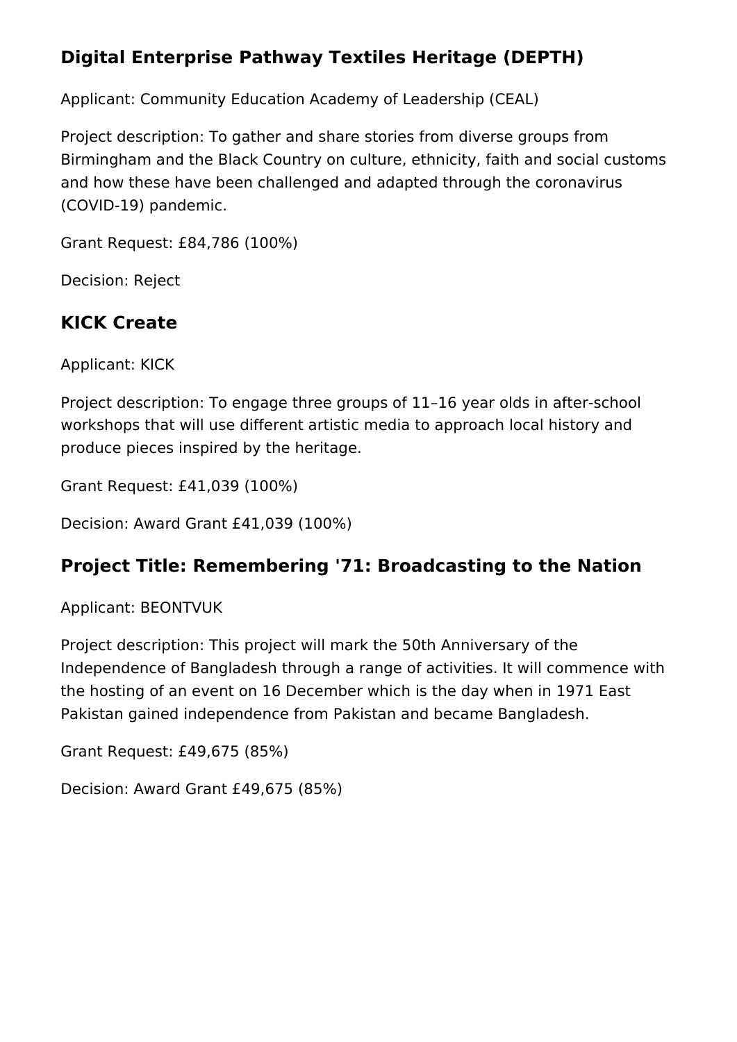## Digital Enterprise Pathway Textiles Heritage (DEPTH)

Applicant: Community Education Academy of Leadership (CEAL)

Project description: To gather and share stories from diverse groups from Birmingham and the Black Country on culture, ethnicity, faith and social customs and how these have been challenged and adapted through the coronavirus (COVID-19) pandemic.

Grant Request: £84,786 (100%)

Decision: Reject

## KICK Create

Applicant: KICK

Project description: To engage three groups of 11–16 year olds in after-school workshops that will use different artistic media to approach local history and produce pieces inspired by the heritage.

Grant Request: £41,039 (100%)

Decision: Award Grant £41,039 (100%)

## Project Title: Remembering '71: Broadcasting to the Nation

Applicant: BEONTVUK

Project description: This project will mark the 50th Anniversary of the Independence of Bangladesh through a range of activities. It will commence with the hosting of an event on 16 December which is the day when in 1971 East Pakistan gained independence from Pakistan and became Bangladesh.

Grant Request: £49,675 (85%)

Decision: Award Grant £49,675 (85%)